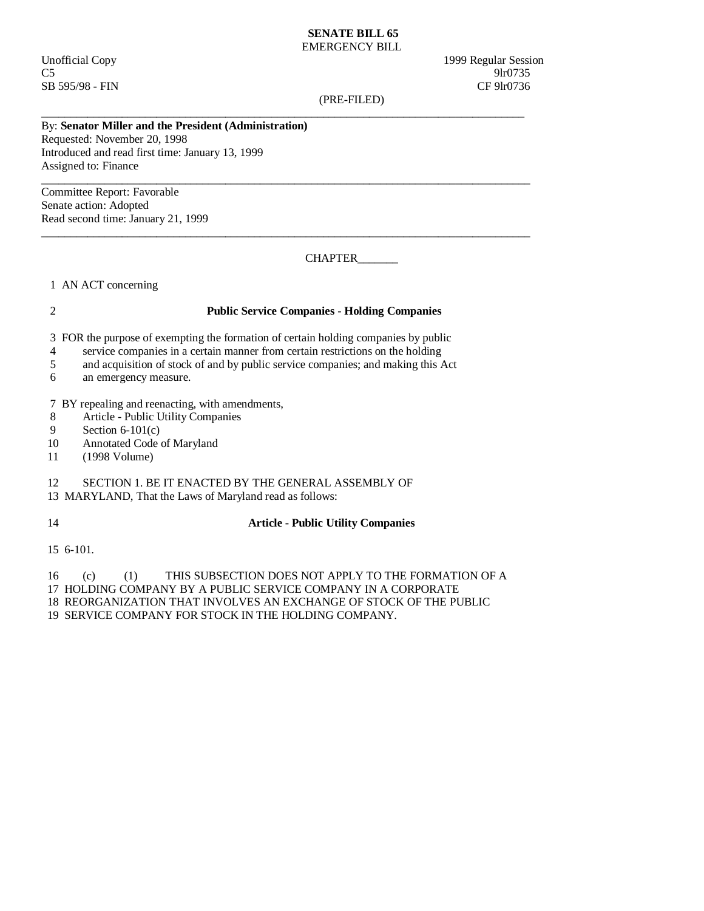**SENATE BILL 65**
EMERGENCY BILL

Unofficial Copy
C5
SB 595/98 - FIN

1999 Regular Session
9lr0735
CF 9lr0736

(PRE-FILED)

---

By: **Senator Miller and the President (Administration)**
Requested: November 20, 1998
Introduced and read first time: January 13, 1999
Assigned to: Finance

---

Committee Report: Favorable
Senate action: Adopted
Read second time: January 21, 1999

---

CHAPTER_______

1 AN ACT concerning

2 **Public Service Companies - Holding Companies**

3 FOR the purpose of exempting the formation of certain holding companies by public
4 service companies in a certain manner from certain restrictions on the holding
5 and acquisition of stock of and by public service companies; and making this Act
6 an emergency measure.

7 BY repealing and reenacting, with amendments,
8 Article - Public Utility Companies
9 Section 6-101(c)
10 Annotated Code of Maryland
11 (1998 Volume)

12 SECTION 1. BE IT ENACTED BY THE GENERAL ASSEMBLY OF
13 MARYLAND, That the Laws of Maryland read as follows:

14 **Article - Public Utility Companies**

15 6-101.

16 (c) (1) THIS SUBSECTION DOES NOT APPLY TO THE FORMATION OF A
17 HOLDING COMPANY BY A PUBLIC SERVICE COMPANY IN A CORPORATE
18 REORGANIZATION THAT INVOLVES AN EXCHANGE OF STOCK OF THE PUBLIC
19 SERVICE COMPANY FOR STOCK IN THE HOLDING COMPANY.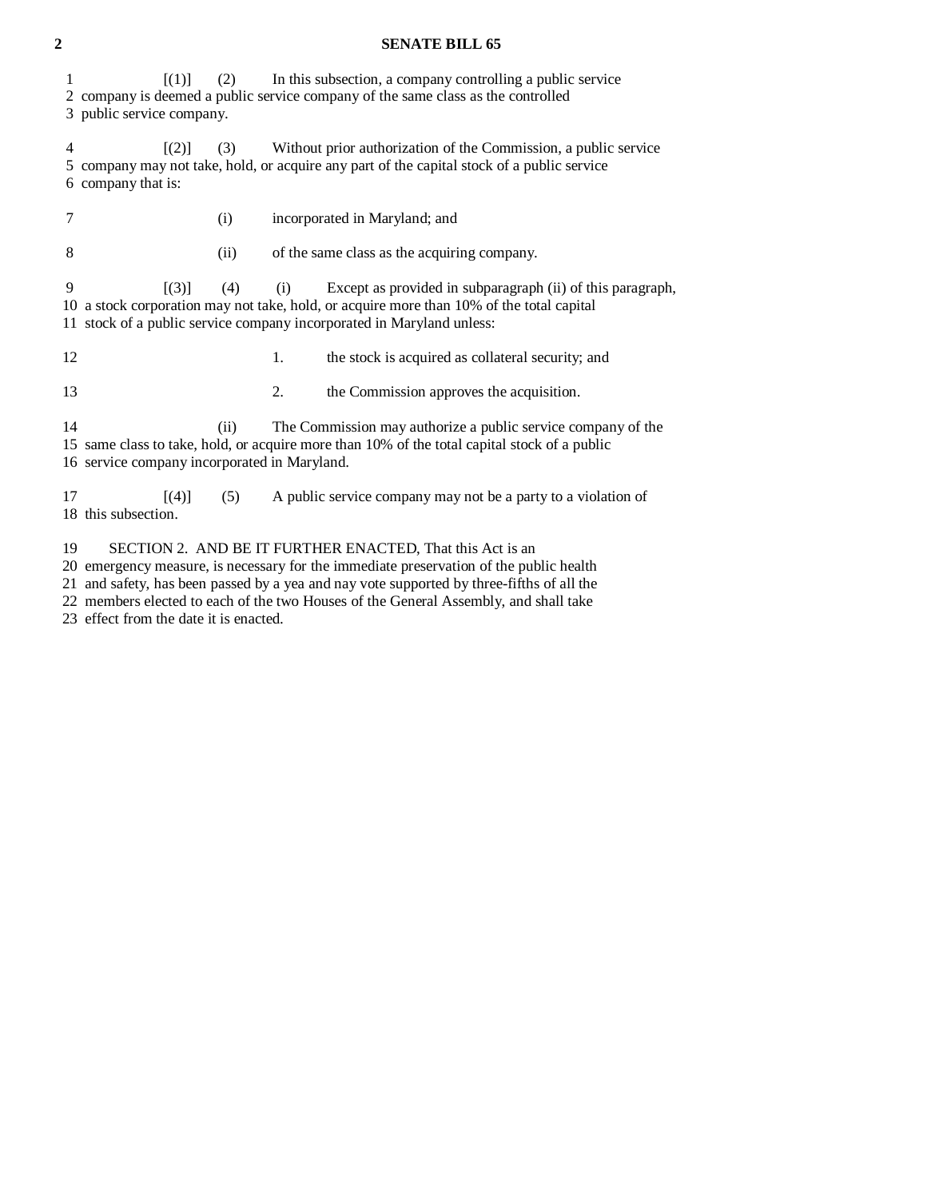[(1)] (2) In this subsection, a company controlling a public service company is deemed a public service company of the same class as the controlled public service company.

[(2)] (3) Without prior authorization of the Commission, a public service company may not take, hold, or acquire any part of the capital stock of a public service company that is:

(i) incorporated in Maryland; and

(ii) of the same class as the acquiring company.

[(3)] (4) (i) Except as provided in subparagraph (ii) of this paragraph, a stock corporation may not take, hold, or acquire more than 10% of the total capital stock of a public service company incorporated in Maryland unless:

1. the stock is acquired as collateral security; and

2. the Commission approves the acquisition.

(ii) The Commission may authorize a public service company of the same class to take, hold, or acquire more than 10% of the total capital stock of a public service company incorporated in Maryland.

[(4)] (5) A public service company may not be a party to a violation of this subsection.

SECTION 2. AND BE IT FURTHER ENACTED, That this Act is an emergency measure, is necessary for the immediate preservation of the public health and safety, has been passed by a yea and nay vote supported by three-fifths of all the members elected to each of the two Houses of the General Assembly, and shall take effect from the date it is enacted.